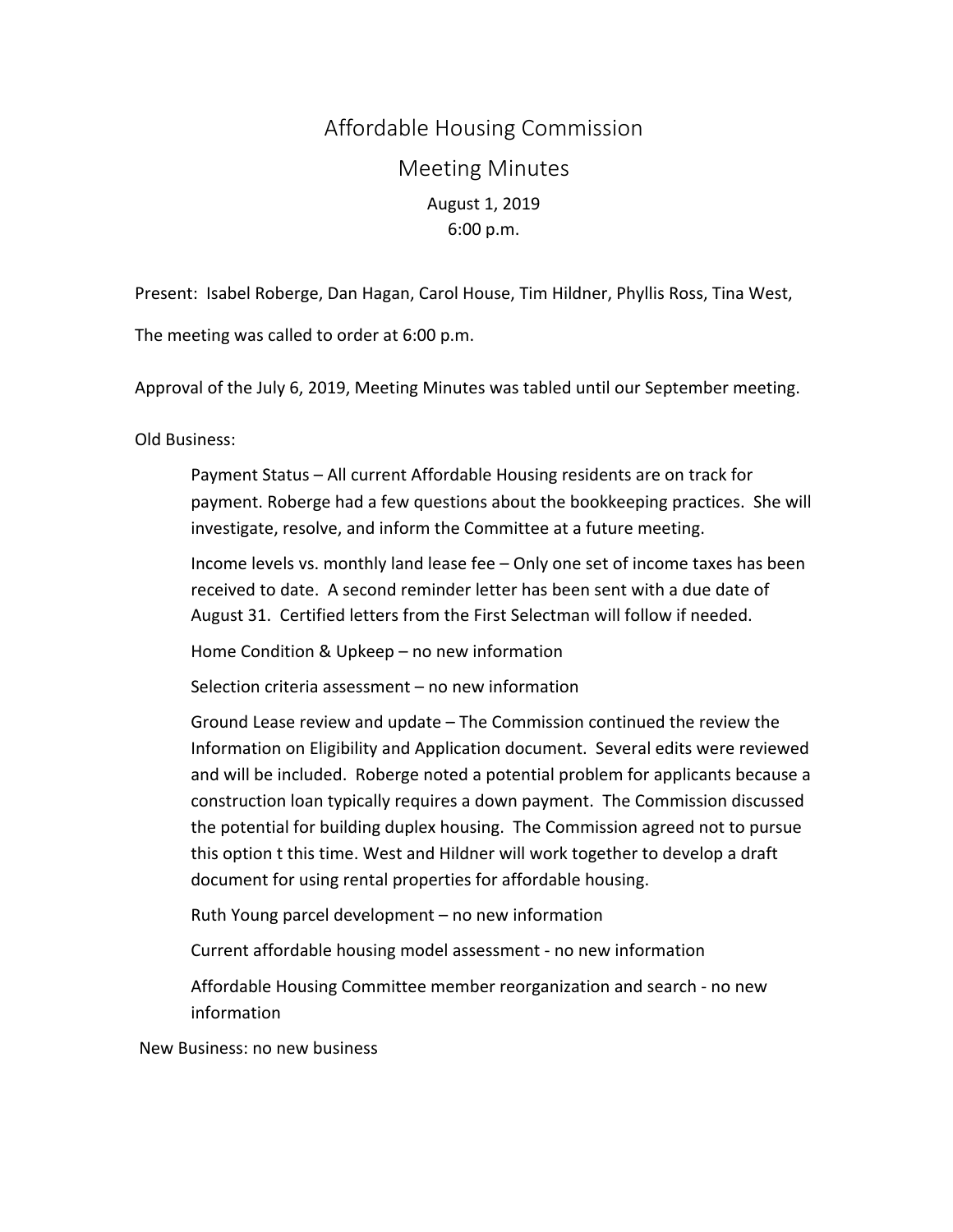# Affordable Housing Commission

## Meeting Minutes

August 1, 2019
6:00 p.m.

Present: Isabel Roberge, Dan Hagan, Carol House, Tim Hildner, Phyllis Ross, Tina West,

The meeting was called to order at 6:00 p.m.

Approval of the July 6, 2019, Meeting Minutes was tabled until our September meeting.

Old Business:

Payment Status – All current Affordable Housing residents are on track for payment. Roberge had a few questions about the bookkeeping practices. She will investigate, resolve, and inform the Committee at a future meeting.

Income levels vs. monthly land lease fee – Only one set of income taxes has been received to date. A second reminder letter has been sent with a due date of August 31. Certified letters from the First Selectman will follow if needed.

Home Condition & Upkeep – no new information

Selection criteria assessment – no new information

Ground Lease review and update – The Commission continued the review the Information on Eligibility and Application document. Several edits were reviewed and will be included. Roberge noted a potential problem for applicants because a construction loan typically requires a down payment. The Commission discussed the potential for building duplex housing. The Commission agreed not to pursue this option t this time. West and Hildner will work together to develop a draft document for using rental properties for affordable housing.

Ruth Young parcel development – no new information

Current affordable housing model assessment - no new information

Affordable Housing Committee member reorganization and search - no new information

New Business: no new business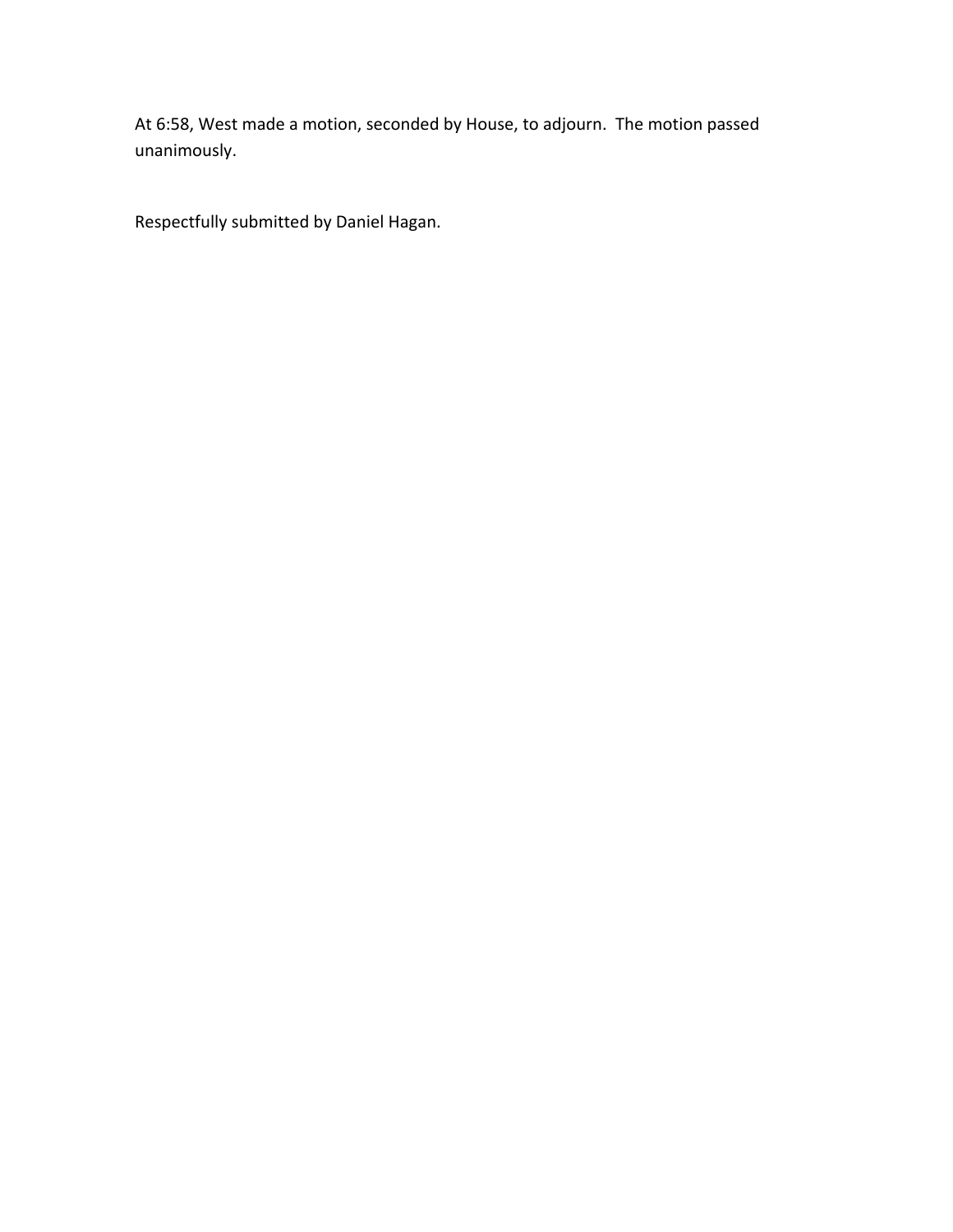At 6:58, West made a motion, seconded by House, to adjourn.  The motion passed unanimously.

Respectfully submitted by Daniel Hagan.